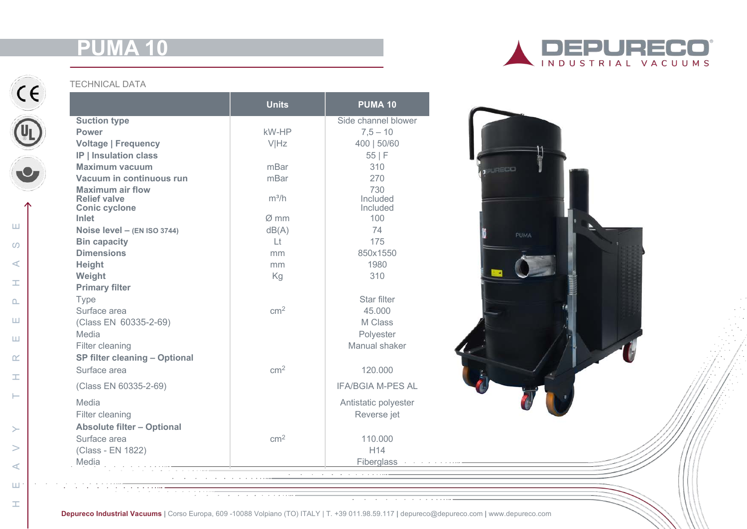# PUMA 10

DEPURECO INDUSTRIAL VACUUMS

TECHNICAL DATA

| | Units | PUMA 10 |
|---|---|---|
| **Suction type** | | Side channel blower |
| **Power** | kW-HP | 7,5 – 10 |
| **Voltage \| Frequency** | V\|Hz | 400 \| 50/60 |
| **IP \| Insulation class** | | 55 \| F |
| **Maximum vacuum** | mBar | 310 |
| **Vacuum in continuous run** | mBar | 270 |
| **Maximum air flow** | m³/h | 730 |
| **Relief valve** | | Included |
| **Conic cyclone** | | Included |
| **Inlet** | Ø mm | 100 |
| **Noise level – (EN ISO 3744)** | dB(A) | 74 |
| **Bin capacity** | Lt | 175 |
| **Dimensions** | mm | 850x1550 |
| **Height** | mm | 1980 |
| **Weight** | Kg | 310 |
| **Primary filter** | | |
| Type | | Star filter |
| Surface area | $cm^2$ | 45.000 |
| (Class EN 60335-2-69) | | M Class |
| Media | | Polyester |
| Filter cleaning | | Manual shaker |
| **SP filter cleaning – Optional** | | |
| Surface area | $cm^2$ | 120.000 |
| (Class EN 60335-2-69) | | IFA/BGIA M-PES AL |
| Media | | Antistatic polyester |
| Filter cleaning | | Reverse jet |
| **Absolute filter – Optional** | | |
| Surface area | $cm^2$ | 110.000 |
| (Class - EN 1822) | | H14 |
| Media | | Fiberglass |

HEAVY THREE PHASE

**Depureco Industrial Vacuums** | Corso Europa, 609 -10088 Volpiano (TO) ITALY | T. +39 011.98.59.117 | depureco@depureco.com | www.depureco.com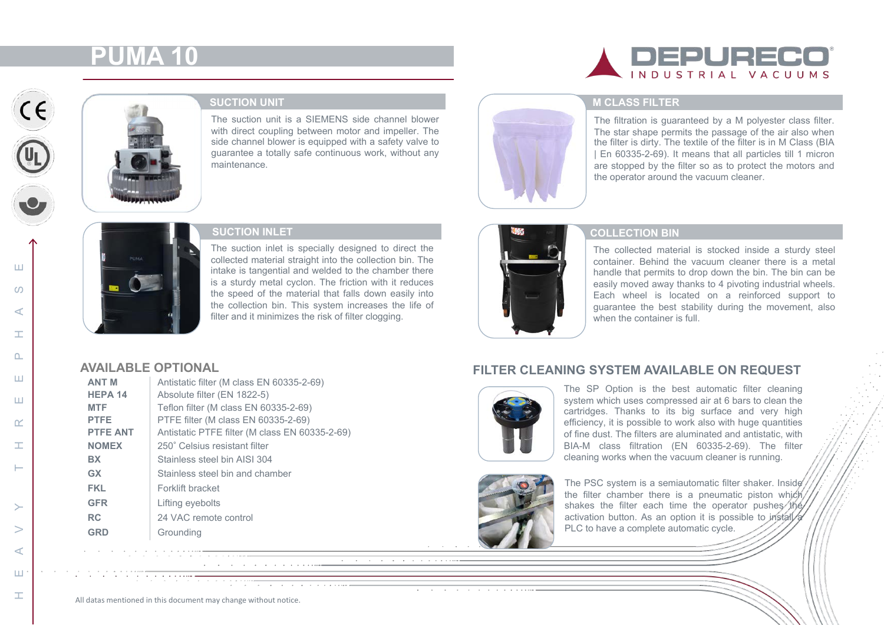# PUMA 10

## SUCTION UNIT

The suction unit is a SIEMENS side channel blower with direct coupling between motor and impeller. The side channel blower is equipped with a safety valve to guarantee a totally safe continuous work, without any maintenance.

## SUCTION INLET

The suction inlet is specially designed to direct the collected material straight into the collection bin. The intake is tangential and welded to the chamber there is a sturdy metal cyclon. The friction with it reduces the speed of the material that falls down easily into the collection bin. This system increases the life of filter and it minimizes the risk of filter clogging.

## M CLASS FILTER

The filtration is guaranteed by a M polyester class filter. The star shape permits the passage of the air also when the filter is dirty. The textile of the filter is in M Class (BIA | En 60335-2-69). It means that all particles till 1 micron are stopped by the filter so as to protect the motors and the operator around the vacuum cleaner.

## COLLECTION BIN

The collected material is stocked inside a sturdy steel container. Behind the vacuum cleaner there is a metal handle that permits to drop down the bin. The bin can be easily moved away thanks to 4 pivoting industrial wheels. Each wheel is located on a reinforced support to guarantee the best stability during the movement, also when the container is full.

## AVAILABLE OPTIONAL

| | |
|---|---|
| **ANT M** | Antistatic filter (M class EN 60335-2-69) |
| **HEPA 14** | Absolute filter (EN 1822-5) |
| **MTF** | Teflon filter (M class EN 60335-2-69) |
| **PTFE** | PTFE filter (M class EN 60335-2-69) |
| **PTFE ANT** | Antistatic PTFE filter (M class EN 60335-2-69) |
| **NOMEX** | 250° Celsius resistant filter |
| **BX** | Stainless steel bin AISI 304 |
| **GX** | Stainless steel bin and chamber |
| **FKL** | Forklift bracket |
| **GFR** | Lifting eyebolts |
| **RC** | 24 VAC remote control |
| **GRD** | Grounding |

## FILTER CLEANING SYSTEM AVAILABLE ON REQUEST

The SP Option is the best automatic filter cleaning system which uses compressed air at 6 bars to clean the cartridges. Thanks to its big surface and very high efficiency, it is possible to work also with huge quantities of fine dust. The filters are aluminated and antistatic, with BIA-M class filtration (EN 60335-2-69). The filter cleaning works when the vacuum cleaner is running.

The PSC system is a semiautomatic filter shaker. Inside the filter chamber there is a pneumatic piston which shakes the filter each time the operator pushes the activation button. As an option it is possible to install a PLC to have a complete automatic cycle.

All datas mentioned in this document may change without notice.